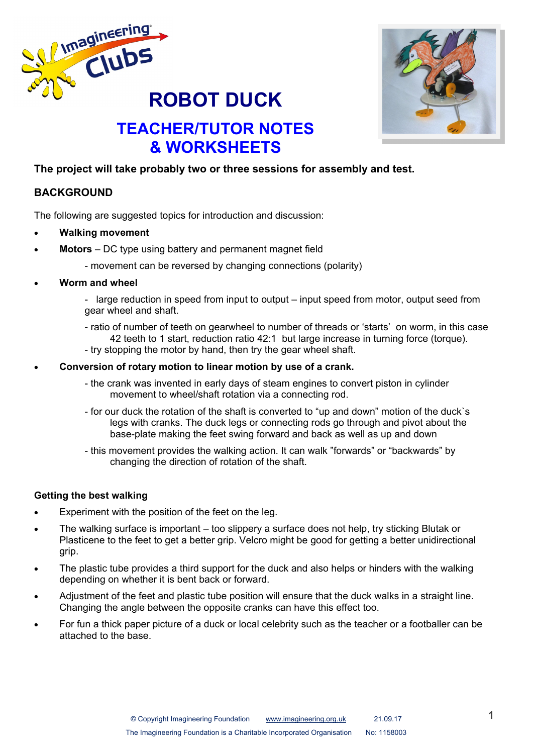# ROBOT DUCK

## TEACHER/TUTOR NOTES & WORKSHEETS

**The project will take probably two or three sessions for assembly and test.**

### BACKGROUND

The following are suggested topics for introduction and discussion:

- **Walking movement**
- **Motors** – DC type using battery and permanent magnet field
  - movement can be reversed by changing connections (polarity)
- **Worm and wheel**
  - large reduction in speed from input to output – input speed from motor, output seed from gear wheel and shaft.
  - ratio of number of teeth on gearwheel to number of threads or 'starts' on worm, in this case 42 teeth to 1 start, reduction ratio 42:1 but large increase in turning force (torque).
  - try stopping the motor by hand, then try the gear wheel shaft.
- **Conversion of rotary motion to linear motion by use of a crank.**
  - the crank was invented in early days of steam engines to convert piston in cylinder movement to wheel/shaft rotation via a connecting rod.
  - for our duck the rotation of the shaft is converted to "up and down" motion of the duck`s legs with cranks. The duck legs or connecting rods go through and pivot about the base-plate making the feet swing forward and back as well as up and down
  - this movement provides the walking action. It can walk "forwards" or "backwards" by changing the direction of rotation of the shaft.

#### Getting the best walking

- Experiment with the position of the feet on the leg.
- The walking surface is important – too slippery a surface does not help, try sticking Blutak or Plasticene to the feet to get a better grip. Velcro might be good for getting a better unidirectional grip.
- The plastic tube provides a third support for the duck and also helps or hinders with the walking depending on whether it is bent back or forward.
- Adjustment of the feet and plastic tube position will ensure that the duck walks in a straight line. Changing the angle between the opposite cranks can have this effect too.
- For fun a thick paper picture of a duck or local celebrity such as the teacher or a footballer can be attached to the base.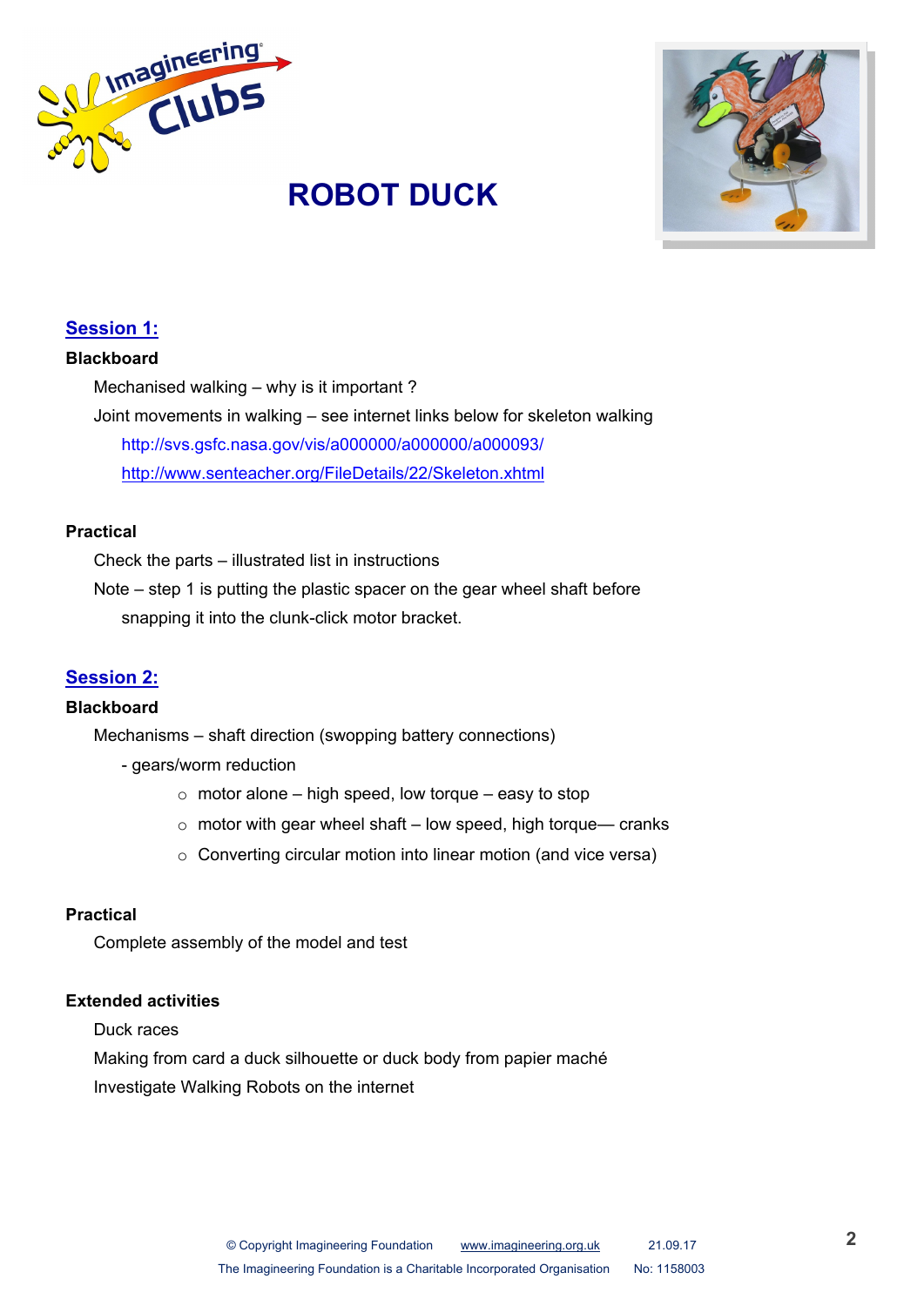# ROBOT DUCK

## Session 1:

**Blackboard**

Mechanised walking – why is it important ?

Joint movements in walking – see internet links below for skeleton walking

http://svs.gsfc.nasa.gov/vis/a000000/a000000/a000093/

http://www.senteacher.org/FileDetails/22/Skeleton.xhtml

**Practical**

Check the parts – illustrated list in instructions

Note – step 1 is putting the plastic spacer on the gear wheel shaft before snapping it into the clunk-click motor bracket.

## Session 2:

**Blackboard**

Mechanisms – shaft direction (swopping battery connections)

- gears/worm reduction
  - motor alone – high speed, low torque – easy to stop
  - motor with gear wheel shaft – low speed, high torque— cranks
  - Converting circular motion into linear motion (and vice versa)

**Practical**

Complete assembly of the model and test

**Extended activities**

Duck races

Making from card a duck silhouette or duck body from papier maché

Investigate Walking Robots on the internet

© Copyright Imagineering Foundation www.imagineering.org.uk 21.09.17
The Imagineering Foundation is a Charitable Incorporated Organisation No: 1158003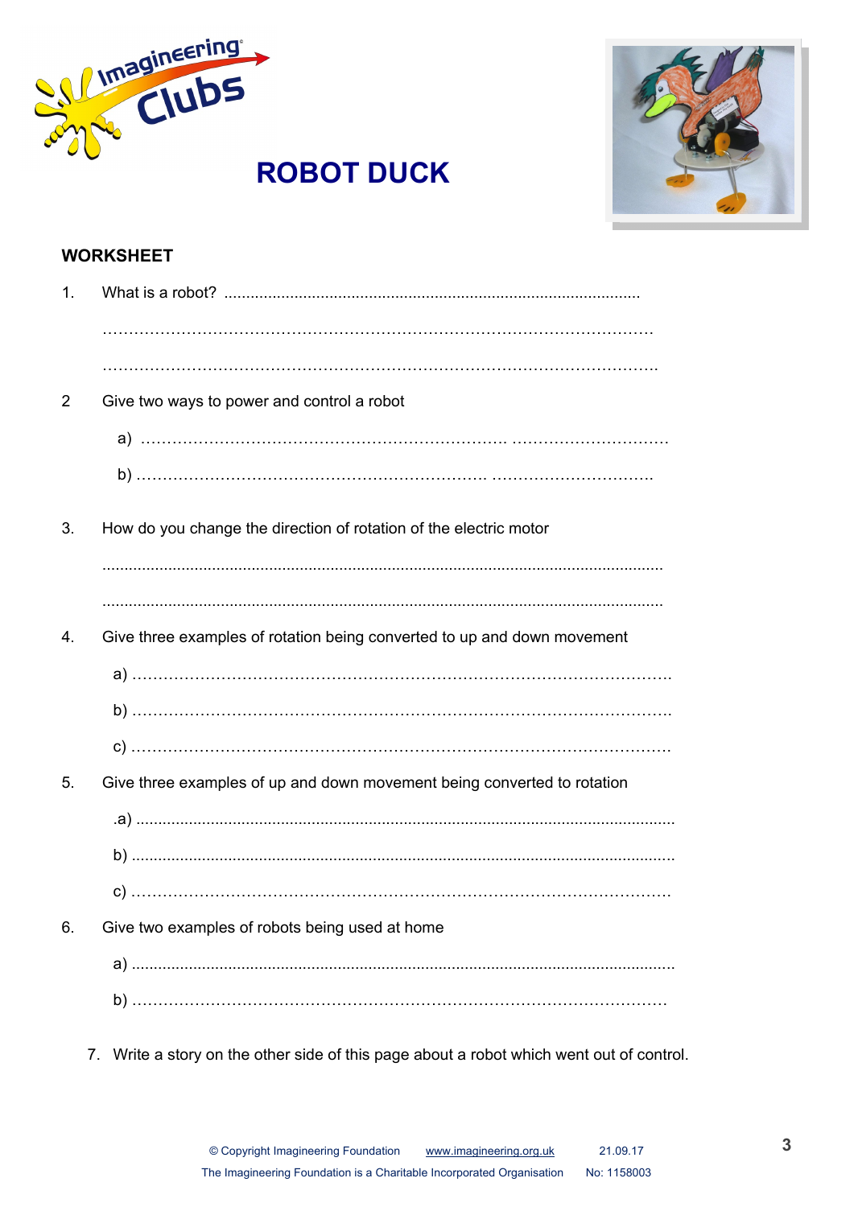# ROBOT DUCK

## WORKSHEET

1. What is a robot? ..................................................................................................

........................................................................................................

........................................................................................................

2 Give two ways to power and control a robot

   a) ........................................................................ .................................

   b) ..................................................................... .................................

3. How do you change the direction of rotation of the electric motor

........................................................................................................

........................................................................................................

4. Give three examples of rotation being converted to up and down movement

   a) ........................................................................................................

   b) ........................................................................................................

   c) ........................................................................................................

5. Give three examples of up and down movement being converted to rotation

   .a) ........................................................................................................

   b) ........................................................................................................

   c) ........................................................................................................

6. Give two examples of robots being used at home

   a) ........................................................................................................

   b) ........................................................................................................

7. Write a story on the other side of this page about a robot which went out of control.

© Copyright Imagineering Foundation www.imagineering.org.uk 21.09.17

The Imagineering Foundation is a Charitable Incorporated Organisation No: 1158003